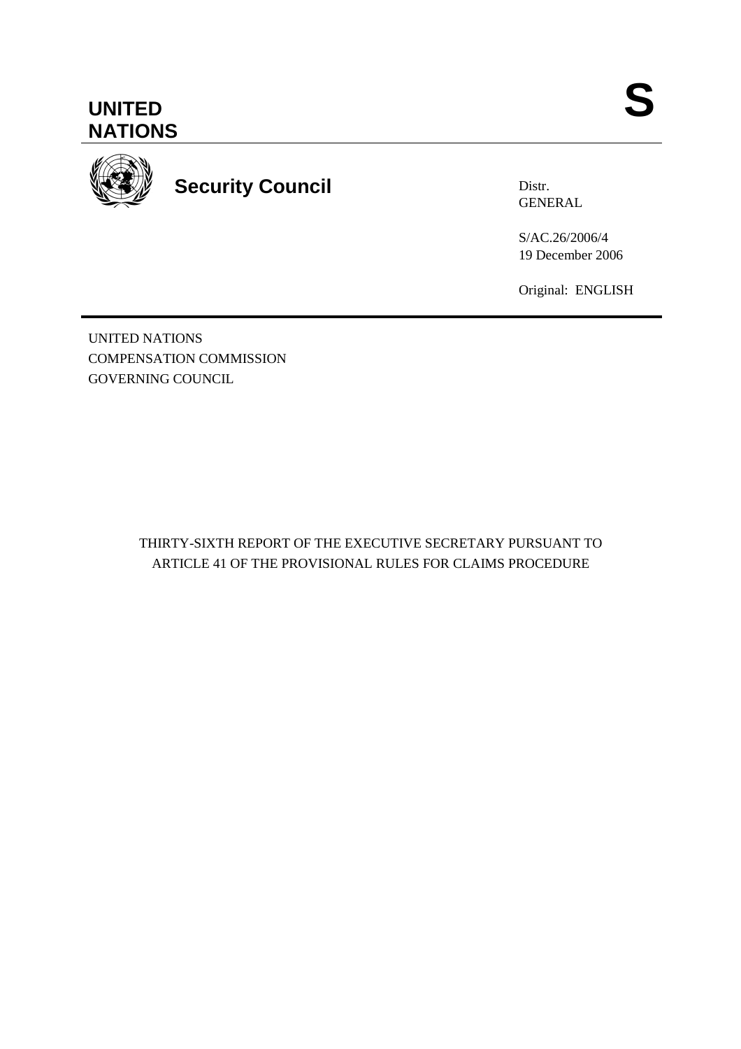**UNITED NATIONS**

**S**

**Security Council**

Distr.
GENERAL

S/AC.26/2006/4
19 December 2006

Original: ENGLISH

UNITED NATIONS
COMPENSATION COMMISSION
GOVERNING COUNCIL

THIRTY-SIXTH REPORT OF THE EXECUTIVE SECRETARY PURSUANT TO ARTICLE 41 OF THE PROVISIONAL RULES FOR CLAIMS PROCEDURE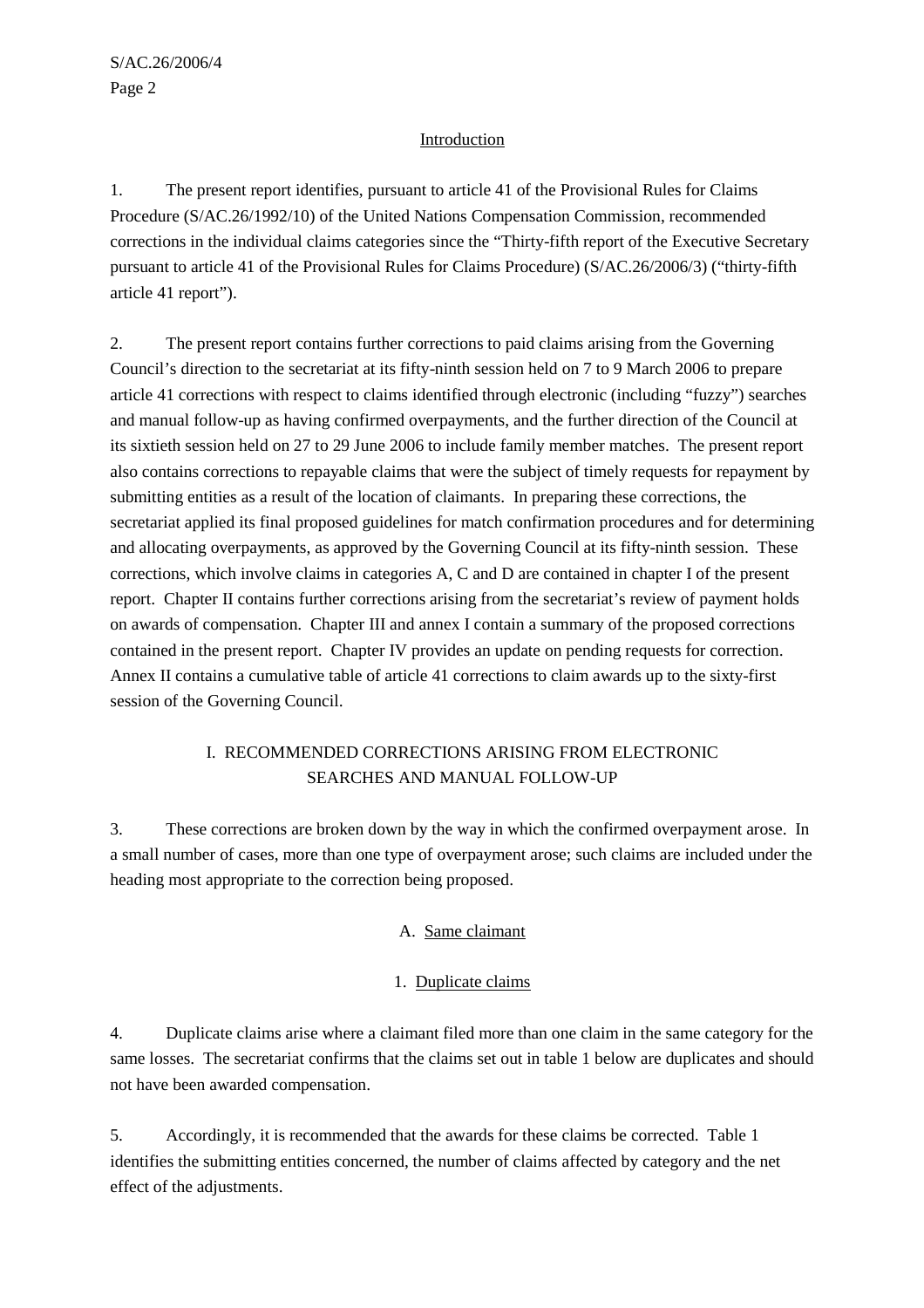## Introduction

1. The present report identifies, pursuant to article 41 of the Provisional Rules for Claims Procedure (S/AC.26/1992/10) of the United Nations Compensation Commission, recommended corrections in the individual claims categories since the "Thirty-fifth report of the Executive Secretary pursuant to article 41 of the Provisional Rules for Claims Procedure) (S/AC.26/2006/3) ("thirty-fifth article 41 report").

2. The present report contains further corrections to paid claims arising from the Governing Council's direction to the secretariat at its fifty-ninth session held on 7 to 9 March 2006 to prepare article 41 corrections with respect to claims identified through electronic (including "fuzzy") searches and manual follow-up as having confirmed overpayments, and the further direction of the Council at its sixtieth session held on 27 to 29 June 2006 to include family member matches. The present report also contains corrections to repayable claims that were the subject of timely requests for repayment by submitting entities as a result of the location of claimants. In preparing these corrections, the secretariat applied its final proposed guidelines for match confirmation procedures and for determining and allocating overpayments, as approved by the Governing Council at its fifty-ninth session. These corrections, which involve claims in categories A, C and D are contained in chapter I of the present report. Chapter II contains further corrections arising from the secretariat's review of payment holds on awards of compensation. Chapter III and annex I contain a summary of the proposed corrections contained in the present report. Chapter IV provides an update on pending requests for correction. Annex II contains a cumulative table of article 41 corrections to claim awards up to the sixty-first session of the Governing Council.

## I. RECOMMENDED CORRECTIONS ARISING FROM ELECTRONIC SEARCHES AND MANUAL FOLLOW-UP

3. These corrections are broken down by the way in which the confirmed overpayment arose. In a small number of cases, more than one type of overpayment arose; such claims are included under the heading most appropriate to the correction being proposed.

### A. Same claimant

#### 1. Duplicate claims

4. Duplicate claims arise where a claimant filed more than one claim in the same category for the same losses. The secretariat confirms that the claims set out in table 1 below are duplicates and should not have been awarded compensation.

5. Accordingly, it is recommended that the awards for these claims be corrected. Table 1 identifies the submitting entities concerned, the number of claims affected by category and the net effect of the adjustments.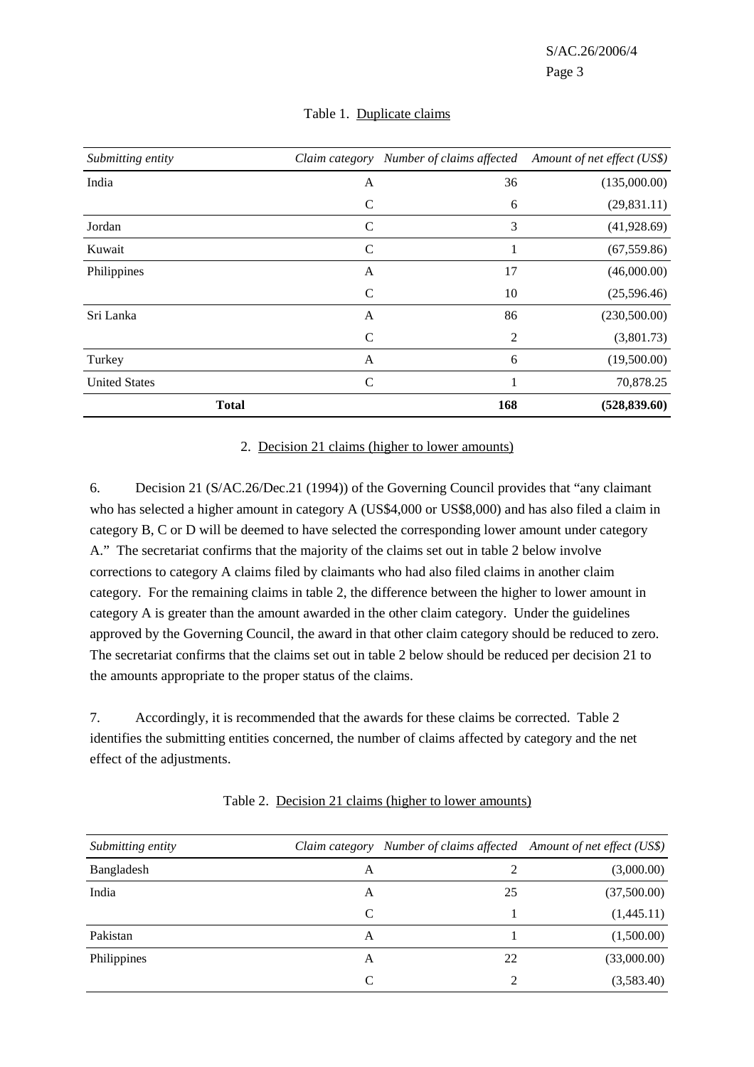Table 1. Duplicate claims

| *Submitting entity* | *Claim category* | *Number of claims affected* | *Amount of net effect (US$)* |
|---|---|---|---|
| India | A | 36 | (135,000.00) |
| | C | 6 | (29,831.11) |
| Jordan | C | 3 | (41,928.69) |
| Kuwait | C | 1 | (67,559.86) |
| Philippines | A | 17 | (46,000.00) |
| | C | 10 | (25,596.46) |
| Sri Lanka | A | 86 | (230,500.00) |
| | C | 2 | (3,801.73) |
| Turkey | A | 6 | (19,500.00) |
| United States | C | 1 | 70,878.25 |
| **Total** | | **168** | **(528,839.60)** |

## 2. Decision 21 claims (higher to lower amounts)

6. Decision 21 (S/AC.26/Dec.21 (1994)) of the Governing Council provides that "any claimant who has selected a higher amount in category A (US$4,000 or US$8,000) and has also filed a claim in category B, C or D will be deemed to have selected the corresponding lower amount under category A." The secretariat confirms that the majority of the claims set out in table 2 below involve corrections to category A claims filed by claimants who had also filed claims in another claim category. For the remaining claims in table 2, the difference between the higher to lower amount in category A is greater than the amount awarded in the other claim category. Under the guidelines approved by the Governing Council, the award in that other claim category should be reduced to zero. The secretariat confirms that the claims set out in table 2 below should be reduced per decision 21 to the amounts appropriate to the proper status of the claims.

7. Accordingly, it is recommended that the awards for these claims be corrected. Table 2 identifies the submitting entities concerned, the number of claims affected by category and the net effect of the adjustments.

Table 2. Decision 21 claims (higher to lower amounts)

| *Submitting entity* | *Claim category* | *Number of claims affected* | *Amount of net effect (US$)* |
|---|---|---|---|
| Bangladesh | A | 2 | (3,000.00) |
| India | A | 25 | (37,500.00) |
| | C | 1 | (1,445.11) |
| Pakistan | A | 1 | (1,500.00) |
| Philippines | A | 22 | (33,000.00) |
| | C | 2 | (3,583.40) |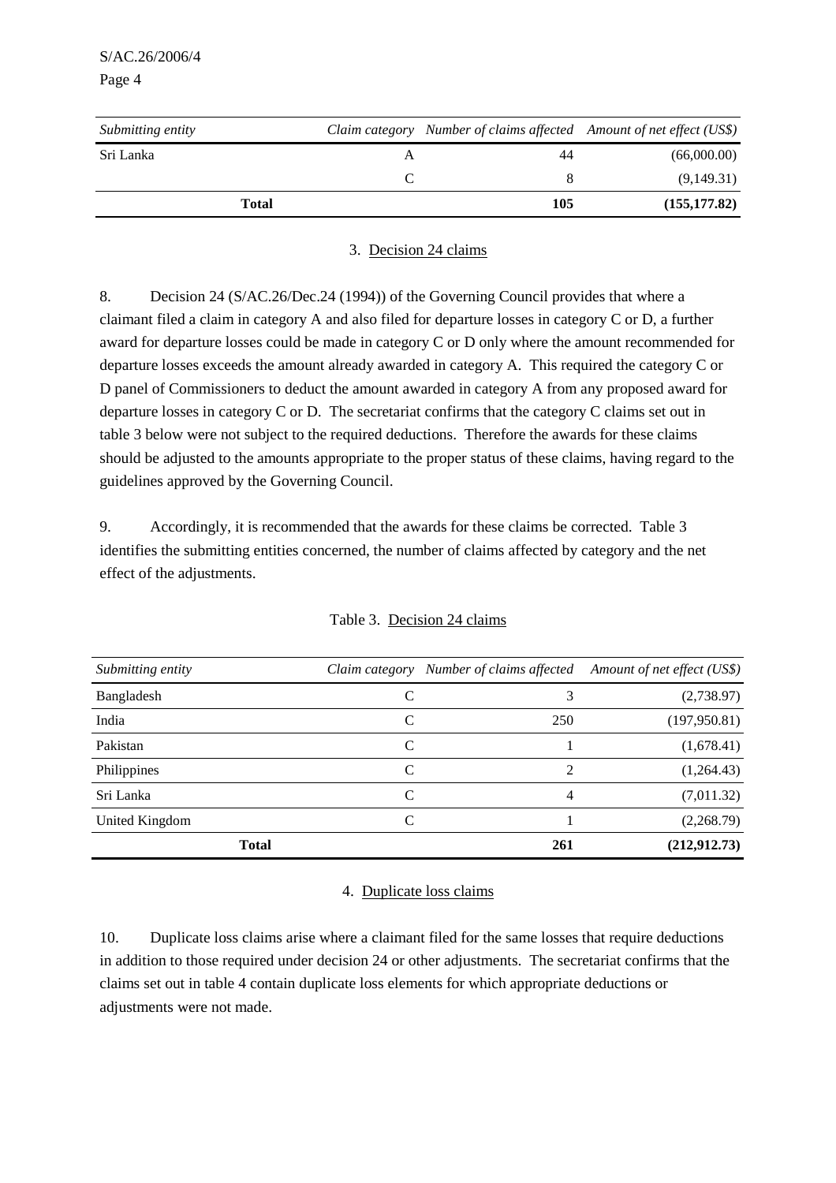| *Submitting entity* | *Claim category* | *Number of claims affected* | *Amount of net effect (US$)* |
|---|---|---|---|
| Sri Lanka | A | 44 | (66,000.00) |
| | C | 8 | (9,149.31) |
| **Total** | | **105** | **(155,177.82)** |

### 3. Decision 24 claims

8. Decision 24 (S/AC.26/Dec.24 (1994)) of the Governing Council provides that where a claimant filed a claim in category A and also filed for departure losses in category C or D, a further award for departure losses could be made in category C or D only where the amount recommended for departure losses exceeds the amount already awarded in category A. This required the category C or D panel of Commissioners to deduct the amount awarded in category A from any proposed award for departure losses in category C or D. The secretariat confirms that the category C claims set out in table 3 below were not subject to the required deductions. Therefore the awards for these claims should be adjusted to the amounts appropriate to the proper status of these claims, having regard to the guidelines approved by the Governing Council.

9. Accordingly, it is recommended that the awards for these claims be corrected. Table 3 identifies the submitting entities concerned, the number of claims affected by category and the net effect of the adjustments.

Table 3. Decision 24 claims

| *Submitting entity* | *Claim category* | *Number of claims affected* | *Amount of net effect (US$)* |
|---|---|---|---|
| Bangladesh | C | 3 | (2,738.97) |
| India | C | 250 | (197,950.81) |
| Pakistan | C | 1 | (1,678.41) |
| Philippines | C | 2 | (1,264.43) |
| Sri Lanka | C | 4 | (7,011.32) |
| United Kingdom | C | 1 | (2,268.79) |
| **Total** | | **261** | **(212,912.73)** |

### 4. Duplicate loss claims

10. Duplicate loss claims arise where a claimant filed for the same losses that require deductions in addition to those required under decision 24 or other adjustments. The secretariat confirms that the claims set out in table 4 contain duplicate loss elements for which appropriate deductions or adjustments were not made.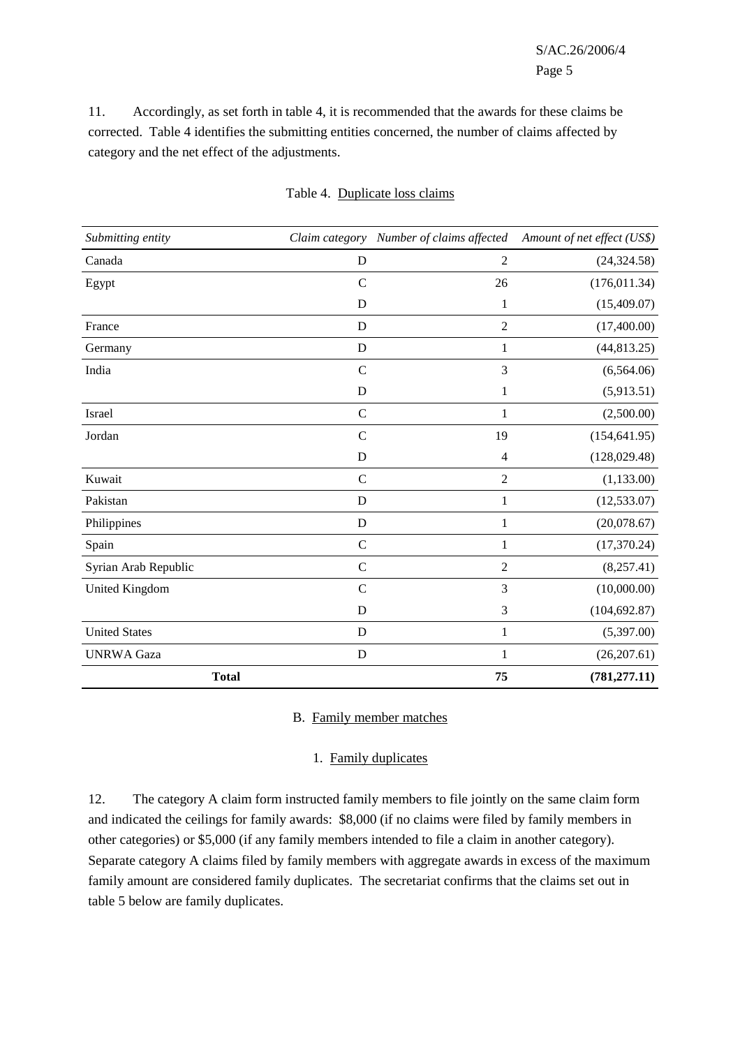11. Accordingly, as set forth in table 4, it is recommended that the awards for these claims be corrected. Table 4 identifies the submitting entities concerned, the number of claims affected by category and the net effect of the adjustments.

Table 4. Duplicate loss claims

| *Submitting entity* | *Claim category* | *Number of claims affected* | *Amount of net effect (US$)* |
|---|---|---|---|
| Canada | D | 2 | (24,324.58) |
| Egypt | C | 26 | (176,011.34) |
| | D | 1 | (15,409.07) |
| France | D | 2 | (17,400.00) |
| Germany | D | 1 | (44,813.25) |
| India | C | 3 | (6,564.06) |
| | D | 1 | (5,913.51) |
| Israel | C | 1 | (2,500.00) |
| Jordan | C | 19 | (154,641.95) |
| | D | 4 | (128,029.48) |
| Kuwait | C | 2 | (1,133.00) |
| Pakistan | D | 1 | (12,533.07) |
| Philippines | D | 1 | (20,078.67) |
| Spain | C | 1 | (17,370.24) |
| Syrian Arab Republic | C | 2 | (8,257.41) |
| United Kingdom | C | 3 | (10,000.00) |
| | D | 3 | (104,692.87) |
| United States | D | 1 | (5,397.00) |
| UNRWA Gaza | D | 1 | (26,207.61) |
| **Total** | | **75** | **(781,277.11)** |

## B. Family member matches

### 1. Family duplicates

12. The category A claim form instructed family members to file jointly on the same claim form and indicated the ceilings for family awards: $8,000 (if no claims were filed by family members in other categories) or $5,000 (if any family members intended to file a claim in another category). Separate category A claims filed by family members with aggregate awards in excess of the maximum family amount are considered family duplicates. The secretariat confirms that the claims set out in table 5 below are family duplicates.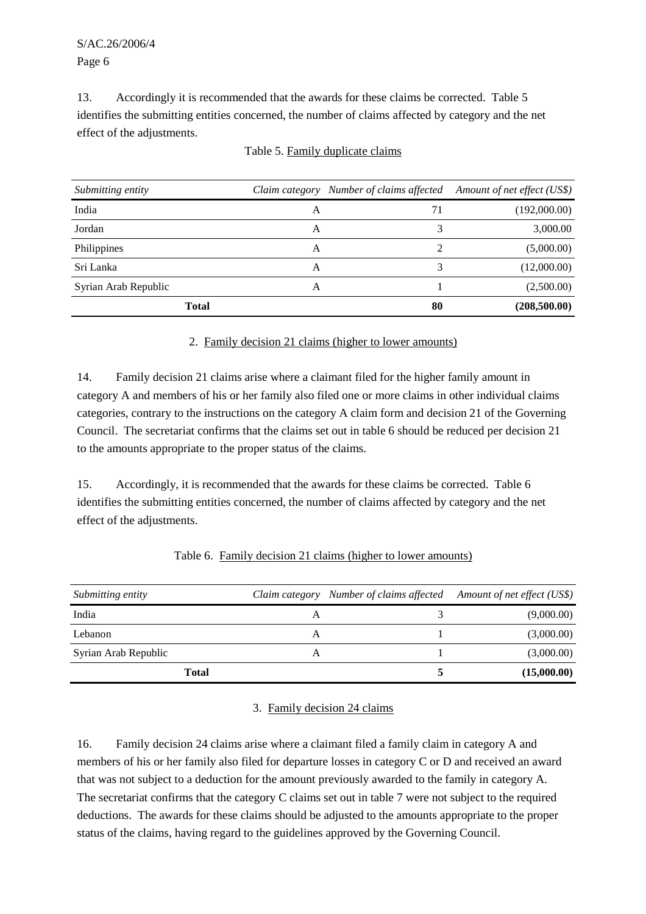13. Accordingly it is recommended that the awards for these claims be corrected. Table 5 identifies the submitting entities concerned, the number of claims affected by category and the net effect of the adjustments.

Table 5. Family duplicate claims

| *Submitting entity* | *Claim category* | *Number of claims affected* | *Amount of net effect (US$)* |
|---|---|---|---|
| India | A | 71 | (192,000.00) |
| Jordan | A | 3 | 3,000.00 |
| Philippines | A | 2 | (5,000.00) |
| Sri Lanka | A | 3 | (12,000.00) |
| Syrian Arab Republic | A | 1 | (2,500.00) |
| **Total** | | **80** | **(208,500.00)** |

### 2. Family decision 21 claims (higher to lower amounts)

14. Family decision 21 claims arise where a claimant filed for the higher family amount in category A and members of his or her family also filed one or more claims in other individual claims categories, contrary to the instructions on the category A claim form and decision 21 of the Governing Council. The secretariat confirms that the claims set out in table 6 should be reduced per decision 21 to the amounts appropriate to the proper status of the claims.

15. Accordingly, it is recommended that the awards for these claims be corrected. Table 6 identifies the submitting entities concerned, the number of claims affected by category and the net effect of the adjustments.

Table 6. Family decision 21 claims (higher to lower amounts)

| *Submitting entity* | *Claim category* | *Number of claims affected* | *Amount of net effect (US$)* |
|---|---|---|---|
| India | A | 3 | (9,000.00) |
| Lebanon | A | 1 | (3,000.00) |
| Syrian Arab Republic | A | 1 | (3,000.00) |
| **Total** | | **5** | **(15,000.00)** |

### 3. Family decision 24 claims

16. Family decision 24 claims arise where a claimant filed a family claim in category A and members of his or her family also filed for departure losses in category C or D and received an award that was not subject to a deduction for the amount previously awarded to the family in category A. The secretariat confirms that the category C claims set out in table 7 were not subject to the required deductions. The awards for these claims should be adjusted to the amounts appropriate to the proper status of the claims, having regard to the guidelines approved by the Governing Council.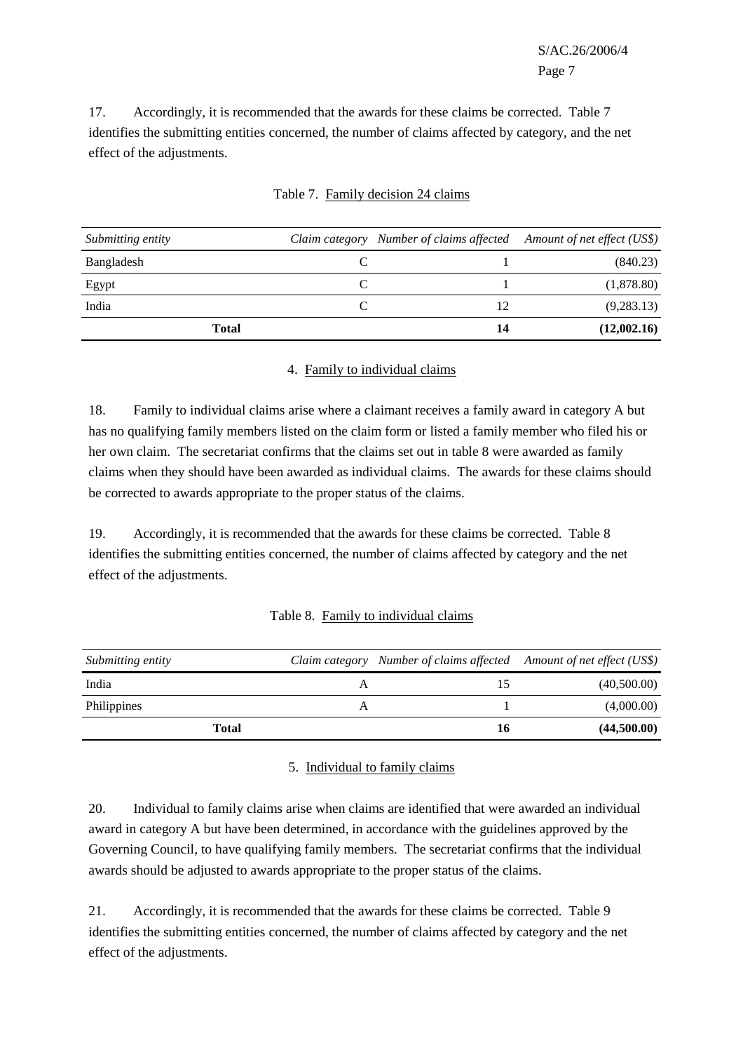17. Accordingly, it is recommended that the awards for these claims be corrected. Table 7 identifies the submitting entities concerned, the number of claims affected by category, and the net effect of the adjustments.

Table 7. Family decision 24 claims

| *Submitting entity* | *Claim category* | *Number of claims affected* | *Amount of net effect (US$)* |
|---|---|---|---|
| Bangladesh | C | 1 | (840.23) |
| Egypt | C | 1 | (1,878.80) |
| India | C | 12 | (9,283.13) |
| **Total** | | **14** | **(12,002.16)** |

4. Family to individual claims

18. Family to individual claims arise where a claimant receives a family award in category A but has no qualifying family members listed on the claim form or listed a family member who filed his or her own claim. The secretariat confirms that the claims set out in table 8 were awarded as family claims when they should have been awarded as individual claims. The awards for these claims should be corrected to awards appropriate to the proper status of the claims.

19. Accordingly, it is recommended that the awards for these claims be corrected. Table 8 identifies the submitting entities concerned, the number of claims affected by category and the net effect of the adjustments.

Table 8. Family to individual claims

| *Submitting entity* | *Claim category* | *Number of claims affected* | *Amount of net effect (US$)* |
|---|---|---|---|
| India | A | 15 | (40,500.00) |
| Philippines | A | 1 | (4,000.00) |
| **Total** | | **16** | **(44,500.00)** |

5. Individual to family claims

20. Individual to family claims arise when claims are identified that were awarded an individual award in category A but have been determined, in accordance with the guidelines approved by the Governing Council, to have qualifying family members. The secretariat confirms that the individual awards should be adjusted to awards appropriate to the proper status of the claims.

21. Accordingly, it is recommended that the awards for these claims be corrected. Table 9 identifies the submitting entities concerned, the number of claims affected by category and the net effect of the adjustments.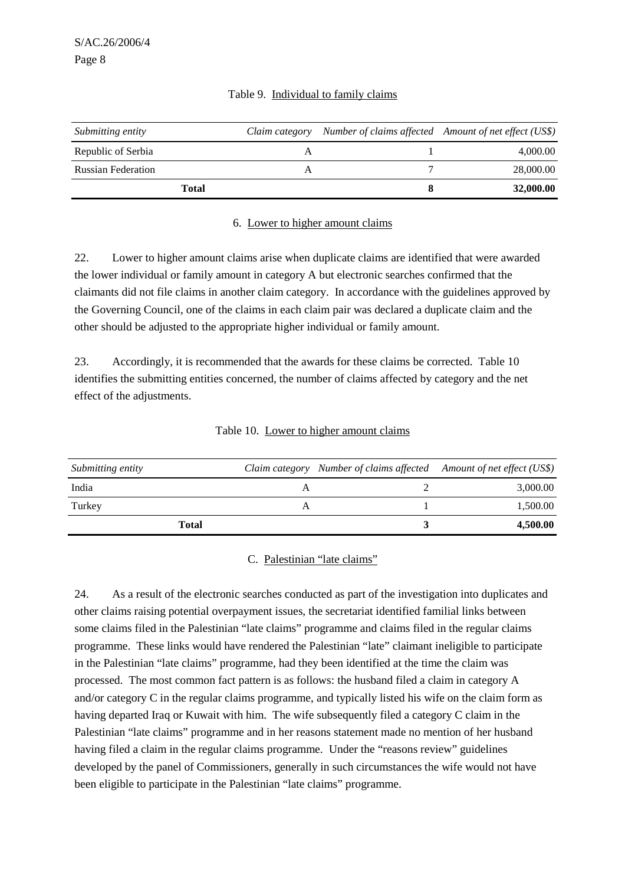Table 9. Individual to family claims

| *Submitting entity* | *Claim category* | *Number of claims affected* | *Amount of net effect (US$)* |
|---|---|---|---|
| Republic of Serbia | A | 1 | 4,000.00 |
| Russian Federation | A | 7 | 28,000.00 |
| **Total** | | **8** | **32,000.00** |

### 6. Lower to higher amount claims

22. Lower to higher amount claims arise when duplicate claims are identified that were awarded the lower individual or family amount in category A but electronic searches confirmed that the claimants did not file claims in another claim category. In accordance with the guidelines approved by the Governing Council, one of the claims in each claim pair was declared a duplicate claim and the other should be adjusted to the appropriate higher individual or family amount.

23. Accordingly, it is recommended that the awards for these claims be corrected. Table 10 identifies the submitting entities concerned, the number of claims affected by category and the net effect of the adjustments.

Table 10. Lower to higher amount claims

| *Submitting entity* | *Claim category* | *Number of claims affected* | *Amount of net effect (US$)* |
|---|---|---|---|
| India | A | 2 | 3,000.00 |
| Turkey | A | 1 | 1,500.00 |
| **Total** | | **3** | **4,500.00** |

## C. Palestinian "late claims"

24. As a result of the electronic searches conducted as part of the investigation into duplicates and other claims raising potential overpayment issues, the secretariat identified familial links between some claims filed in the Palestinian "late claims" programme and claims filed in the regular claims programme. These links would have rendered the Palestinian "late" claimant ineligible to participate in the Palestinian "late claims" programme, had they been identified at the time the claim was processed. The most common fact pattern is as follows: the husband filed a claim in category A and/or category C in the regular claims programme, and typically listed his wife on the claim form as having departed Iraq or Kuwait with him. The wife subsequently filed a category C claim in the Palestinian "late claims" programme and in her reasons statement made no mention of her husband having filed a claim in the regular claims programme. Under the "reasons review" guidelines developed by the panel of Commissioners, generally in such circumstances the wife would not have been eligible to participate in the Palestinian "late claims" programme.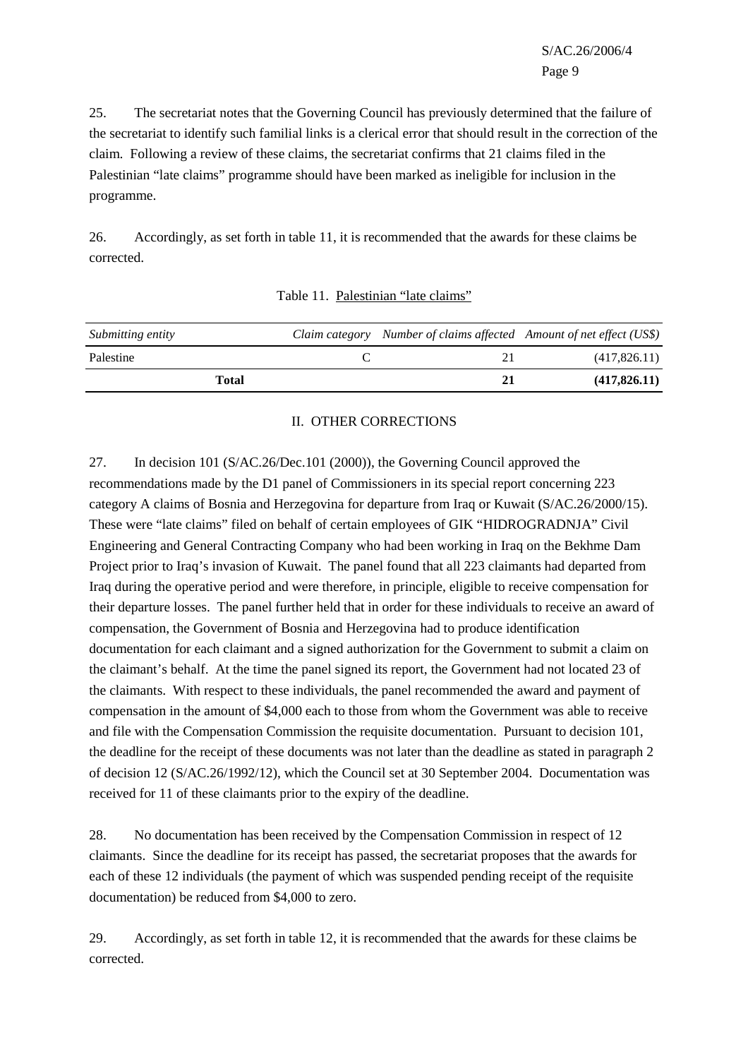25. The secretariat notes that the Governing Council has previously determined that the failure of the secretariat to identify such familial links is a clerical error that should result in the correction of the claim. Following a review of these claims, the secretariat confirms that 21 claims filed in the Palestinian "late claims" programme should have been marked as ineligible for inclusion in the programme.

26. Accordingly, as set forth in table 11, it is recommended that the awards for these claims be corrected.

Table 11. Palestinian "late claims"

| *Submitting entity* | *Claim category* | *Number of claims affected* | *Amount of net effect (US$)* |
|---|---|---|---|
| Palestine | C | 21 | (417,826.11) |
| **Total** | | **21** | **(417,826.11)** |

## II. OTHER CORRECTIONS

27. In decision 101 (S/AC.26/Dec.101 (2000)), the Governing Council approved the recommendations made by the D1 panel of Commissioners in its special report concerning 223 category A claims of Bosnia and Herzegovina for departure from Iraq or Kuwait (S/AC.26/2000/15). These were "late claims" filed on behalf of certain employees of GIK "HIDROGRADNJA" Civil Engineering and General Contracting Company who had been working in Iraq on the Bekhme Dam Project prior to Iraq's invasion of Kuwait. The panel found that all 223 claimants had departed from Iraq during the operative period and were therefore, in principle, eligible to receive compensation for their departure losses. The panel further held that in order for these individuals to receive an award of compensation, the Government of Bosnia and Herzegovina had to produce identification documentation for each claimant and a signed authorization for the Government to submit a claim on the claimant's behalf. At the time the panel signed its report, the Government had not located 23 of the claimants. With respect to these individuals, the panel recommended the award and payment of compensation in the amount of $4,000 each to those from whom the Government was able to receive and file with the Compensation Commission the requisite documentation. Pursuant to decision 101, the deadline for the receipt of these documents was not later than the deadline as stated in paragraph 2 of decision 12 (S/AC.26/1992/12), which the Council set at 30 September 2004. Documentation was received for 11 of these claimants prior to the expiry of the deadline.

28. No documentation has been received by the Compensation Commission in respect of 12 claimants. Since the deadline for its receipt has passed, the secretariat proposes that the awards for each of these 12 individuals (the payment of which was suspended pending receipt of the requisite documentation) be reduced from $4,000 to zero.

29. Accordingly, as set forth in table 12, it is recommended that the awards for these claims be corrected.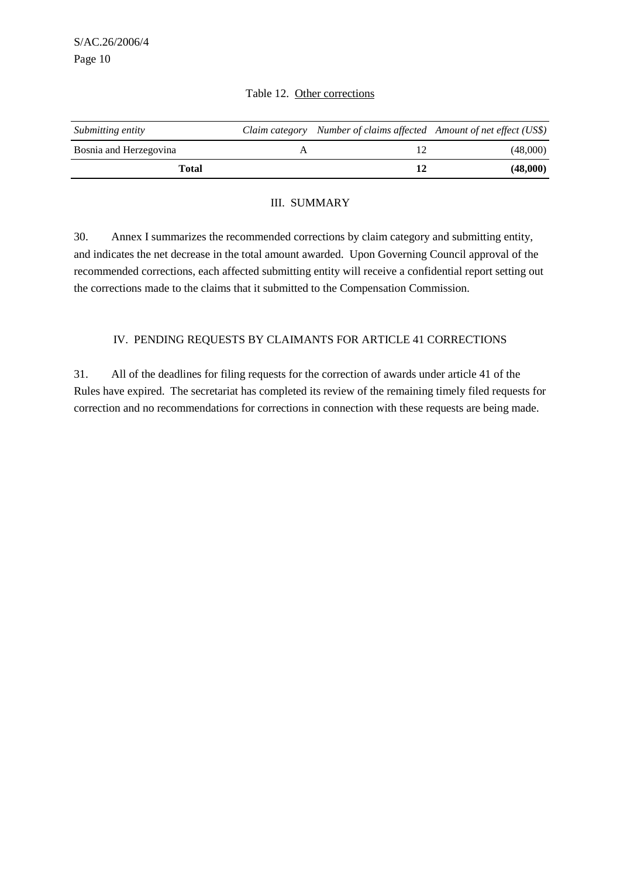Table 12. Other corrections

| *Submitting entity* | *Claim category* | *Number of claims affected* | *Amount of net effect (US$)* |
|---|---|---|---|
| Bosnia and Herzegovina | A | 12 | (48,000) |
| **Total** | | **12** | **(48,000)** |

## III. SUMMARY

30. Annex I summarizes the recommended corrections by claim category and submitting entity, and indicates the net decrease in the total amount awarded. Upon Governing Council approval of the recommended corrections, each affected submitting entity will receive a confidential report setting out the corrections made to the claims that it submitted to the Compensation Commission.

## IV. PENDING REQUESTS BY CLAIMANTS FOR ARTICLE 41 CORRECTIONS

31. All of the deadlines for filing requests for the correction of awards under article 41 of the Rules have expired. The secretariat has completed its review of the remaining timely filed requests for correction and no recommendations for corrections in connection with these requests are being made.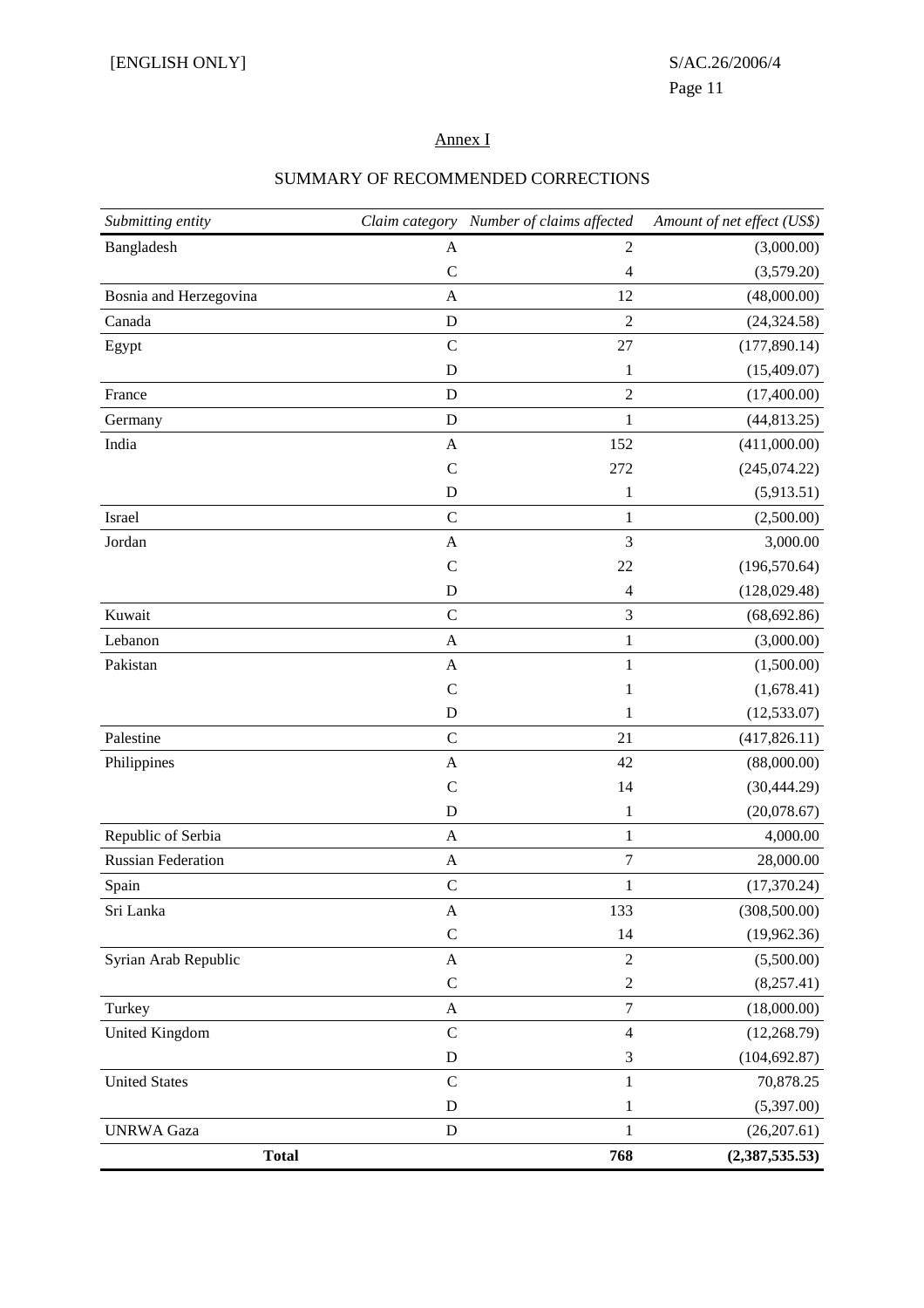[ENGLISH ONLY]

## Annex I

### SUMMARY OF RECOMMENDED CORRECTIONS

| *Submitting entity* | *Claim category* | *Number of claims affected* | *Amount of net effect (US$)* |
|---|---|---|---|
| Bangladesh | A | 2 | (3,000.00) |
| | C | 4 | (3,579.20) |
| Bosnia and Herzegovina | A | 12 | (48,000.00) |
| Canada | D | 2 | (24,324.58) |
| Egypt | C | 27 | (177,890.14) |
| | D | 1 | (15,409.07) |
| France | D | 2 | (17,400.00) |
| Germany | D | 1 | (44,813.25) |
| India | A | 152 | (411,000.00) |
| | C | 272 | (245,074.22) |
| | D | 1 | (5,913.51) |
| Israel | C | 1 | (2,500.00) |
| Jordan | A | 3 | 3,000.00 |
| | C | 22 | (196,570.64) |
| | D | 4 | (128,029.48) |
| Kuwait | C | 3 | (68,692.86) |
| Lebanon | A | 1 | (3,000.00) |
| Pakistan | A | 1 | (1,500.00) |
| | C | 1 | (1,678.41) |
| | D | 1 | (12,533.07) |
| Palestine | C | 21 | (417,826.11) |
| Philippines | A | 42 | (88,000.00) |
| | C | 14 | (30,444.29) |
| | D | 1 | (20,078.67) |
| Republic of Serbia | A | 1 | 4,000.00 |
| Russian Federation | A | 7 | 28,000.00 |
| Spain | C | 1 | (17,370.24) |
| Sri Lanka | A | 133 | (308,500.00) |
| | C | 14 | (19,962.36) |
| Syrian Arab Republic | A | 2 | (5,500.00) |
| | C | 2 | (8,257.41) |
| Turkey | A | 7 | (18,000.00) |
| United Kingdom | C | 4 | (12,268.79) |
| | D | 3 | (104,692.87) |
| United States | C | 1 | 70,878.25 |
| | D | 1 | (5,397.00) |
| UNRWA Gaza | D | 1 | (26,207.61) |
| **Total** | | **768** | **(2,387,535.53)** |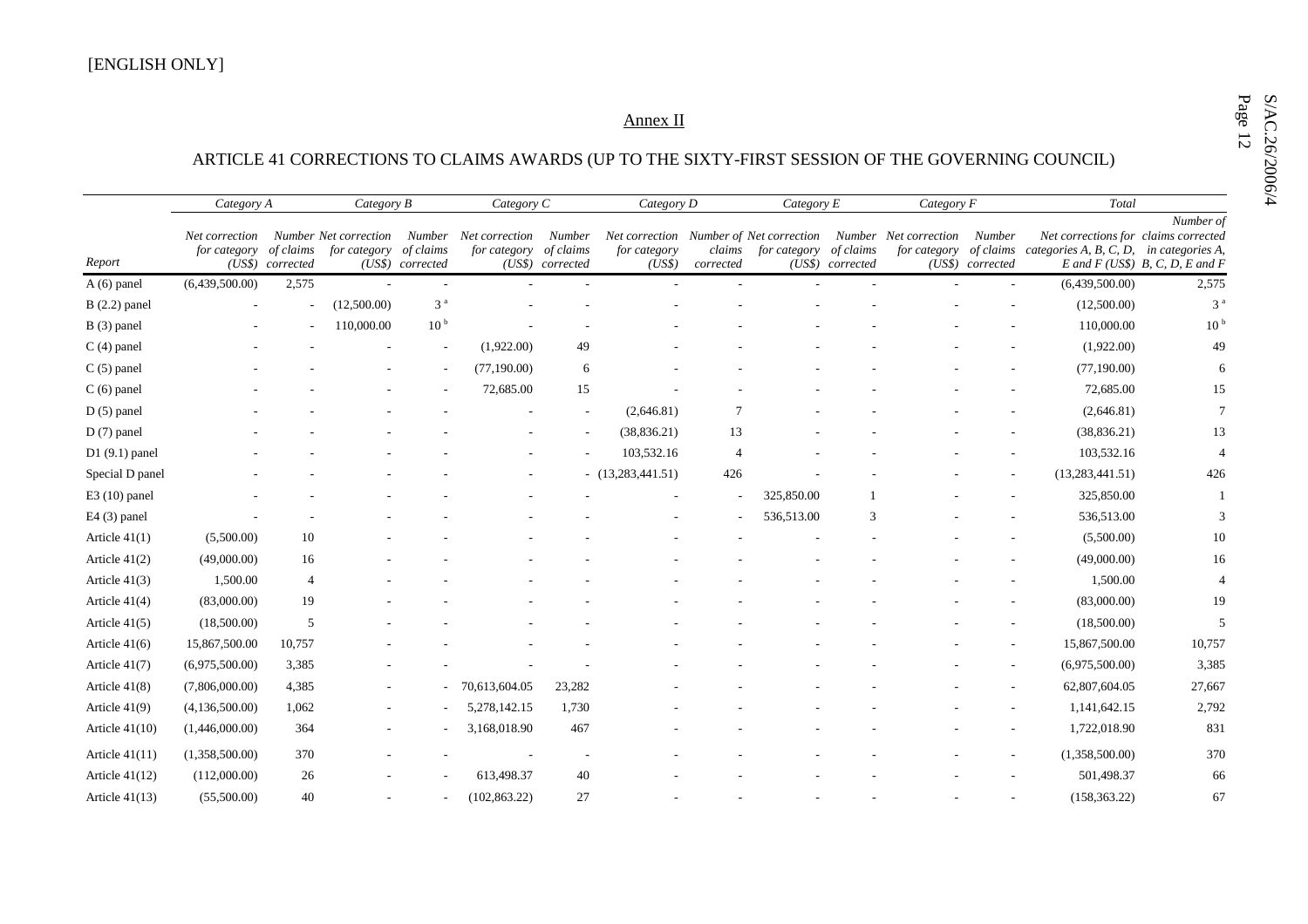[ENGLISH ONLY]

## Annex II

### ARTICLE 41 CORRECTIONS TO CLAIMS AWARDS (UP TO THE SIXTY-FIRST SESSION OF THE GOVERNING COUNCIL)

| Report | *Category A* | | *Category B* | | *Category C* | | *Category D* | | *Category E* | | *Category F* | | *Total* | |
|---|---|---|---|---|---|---|---|---|---|---|---|---|---|---|
| | *Net correction for category (US$)* | *Number of claims corrected* | *Net correction for category (US$)* | *Number of claims corrected* | *Net correction for category (US$)* | *Number of claims corrected* | *Net correction for category (US$)* | *Number of claims corrected* | *Net correction for category (US$)* | *Number of claims corrected* | *Net correction for category (US$)* | *Number of claims corrected* | *Net corrections for categories A, B, C, D, E and F (US$)* | *Number of claims corrected in categories A, B, C, D, E and F* |
| A (6) panel | (6,439,500.00) | 2,575 | - | - | - | - | - | - | - | - | - | - | (6,439,500.00) | 2,575 |
| B (2.2) panel | - | - | (12,500.00) | 3 [a] | - | - | - | - | - | - | - | - | (12,500.00) | 3 [a] |
| B (3) panel | - | - | 110,000.00 | 10 [b] | - | - | - | - | - | - | - | - | 110,000.00 | 10 [b] |
| C (4) panel | - | - | - | - | (1,922.00) | 49 | - | - | - | - | - | - | (1,922.00) | 49 |
| C (5) panel | - | - | - | - | (77,190.00) | 6 | - | - | - | - | - | - | (77,190.00) | 6 |
| C (6) panel | - | - | - | - | 72,685.00 | 15 | - | - | - | - | - | - | 72,685.00 | 15 |
| D (5) panel | - | - | - | - | - | - | (2,646.81) | 7 | - | - | - | - | (2,646.81) | 7 |
| D (7) panel | - | - | - | - | - | - | (38,836.21) | 13 | - | - | - | - | (38,836.21) | 13 |
| D1 (9.1) panel | - | - | - | - | - | - | 103,532.16 | 4 | - | - | - | - | 103,532.16 | 4 |
| Special D panel | - | - | - | - | - | - | (13,283,441.51) | 426 | - | - | - | - | (13,283,441.51) | 426 |
| E3 (10) panel | - | - | - | - | - | - | - | - | 325,850.00 | 1 | - | - | 325,850.00 | 1 |
| E4 (3) panel | - | - | - | - | - | - | - | - | 536,513.00 | 3 | - | - | 536,513.00 | 3 |
| Article 41(1) | (5,500.00) | 10 | - | - | - | - | - | - | - | - | - | - | (5,500.00) | 10 |
| Article 41(2) | (49,000.00) | 16 | - | - | - | - | - | - | - | - | - | - | (49,000.00) | 16 |
| Article 41(3) | 1,500.00 | 4 | - | - | - | - | - | - | - | - | - | - | 1,500.00 | 4 |
| Article 41(4) | (83,000.00) | 19 | - | - | - | - | - | - | - | - | - | - | (83,000.00) | 19 |
| Article 41(5) | (18,500.00) | 5 | - | - | - | - | - | - | - | - | - | - | (18,500.00) | 5 |
| Article 41(6) | 15,867,500.00 | 10,757 | - | - | - | - | - | - | - | - | - | - | 15,867,500.00 | 10,757 |
| Article 41(7) | (6,975,500.00) | 3,385 | - | - | - | - | - | - | - | - | - | - | (6,975,500.00) | 3,385 |
| Article 41(8) | (7,806,000.00) | 4,385 | - | - | 70,613,604.05 | 23,282 | - | - | - | - | - | - | 62,807,604.05 | 27,667 |
| Article 41(9) | (4,136,500.00) | 1,062 | - | - | 5,278,142.15 | 1,730 | - | - | - | - | - | - | 1,141,642.15 | 2,792 |
| Article 41(10) | (1,446,000.00) | 364 | - | - | 3,168,018.90 | 467 | - | - | - | - | - | - | 1,722,018.90 | 831 |
| Article 41(11) | (1,358,500.00) | 370 | - | - | - | - | - | - | - | - | - | - | (1,358,500.00) | 370 |
| Article 41(12) | (112,000.00) | 26 | - | - | 613,498.37 | 40 | - | - | - | - | - | - | 501,498.37 | 66 |
| Article 41(13) | (55,500.00) | 40 | - | - | (102,863.22) | 27 | - | - | - | - | - | - | (158,363.22) | 67 |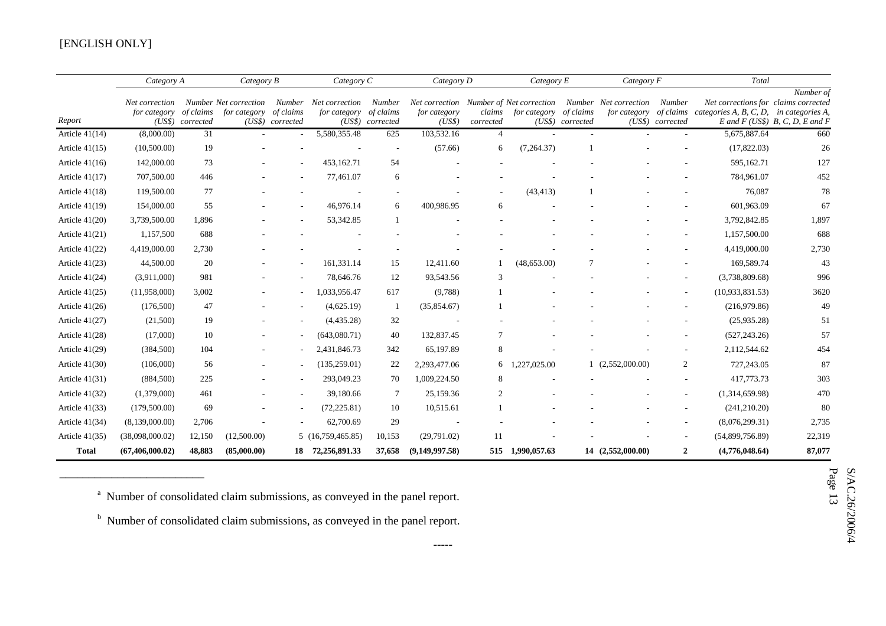[ENGLISH ONLY]

| Report | Category A | | Category B | | Category C | | Category D | | Category E | | Category F | | Total | |
|---|---|---|---|---|---|---|---|---|---|---|---|---|---|---|
| | *Net correction for category (US$)* | *Number of claims corrected* | *Net correction for category (US$)* | *Number of claims corrected* | *Net correction for category (US$)* | *Number of claims corrected* | *Net correction for category (US$)* | *Number of claims corrected* | *Net correction for category (US$)* | *Number of claims corrected* | *Net correction for category (US$)* | *Number of claims corrected* | *Net corrections for categories A, B, C, D, E and F (US$)* | *Number of claims corrected in categories A, B, C, D, E and F* |
| Article 41(14) | (8,000.00) | 31 | - | - | 5,580,355.48 | 625 | 103,532.16 | 4 | - | - | - | - | 5,675,887.64 | 660 |
| Article 41(15) | (10,500.00) | 19 | - | - | - | - | (57.66) | 6 | (7,264.37) | 1 | - | - | (17,822.03) | 26 |
| Article 41(16) | 142,000.00 | 73 | - | - | 453,162.71 | 54 | - | - | - | - | - | - | 595,162.71 | 127 |
| Article 41(17) | 707,500.00 | 446 | - | - | 77,461.07 | 6 | - | - | - | - | - | - | 784,961.07 | 452 |
| Article 41(18) | 119,500.00 | 77 | - | - | - | - | - | - | (43,413) | 1 | - | - | 76,087 | 78 |
| Article 41(19) | 154,000.00 | 55 | - | - | 46,976.14 | 6 | 400,986.95 | 6 | - | - | - | - | 601,963.09 | 67 |
| Article 41(20) | 3,739,500.00 | 1,896 | - | - | 53,342.85 | 1 | - | - | - | - | - | - | 3,792,842.85 | 1,897 |
| Article 41(21) | 1,157,500 | 688 | - | - | - | - | - | - | - | - | - | - | 1,157,500.00 | 688 |
| Article 41(22) | 4,419,000.00 | 2,730 | - | - | - | - | - | - | - | - | - | - | 4,419,000.00 | 2,730 |
| Article 41(23) | 44,500.00 | 20 | - | - | 161,331.14 | 15 | 12,411.60 | 1 | (48,653.00) | 7 | - | - | 169,589.74 | 43 |
| Article 41(24) | (3,911,000) | 981 | - | - | 78,646.76 | 12 | 93,543.56 | 3 | - | - | - | - | (3,738,809.68) | 996 |
| Article 41(25) | (11,958,000) | 3,002 | - | - | 1,033,956.47 | 617 | (9,788) | 1 | - | - | - | - | (10,933,831.53) | 3620 |
| Article 41(26) | (176,500) | 47 | - | - | (4,625.19) | 1 | (35,854.67) | 1 | - | - | - | - | (216,979.86) | 49 |
| Article 41(27) | (21,500) | 19 | - | - | (4,435.28) | 32 | - | - | - | - | - | - | (25,935.28) | 51 |
| Article 41(28) | (17,000) | 10 | - | - | (643,080.71) | 40 | 132,837.45 | 7 | - | - | - | - | (527,243.26) | 57 |
| Article 41(29) | (384,500) | 104 | - | - | 2,431,846.73 | 342 | 65,197.89 | 8 | - | - | - | - | 2,112,544.62 | 454 |
| Article 41(30) | (106,000) | 56 | - | - | (135,259.01) | 22 | 2,293,477.06 | 6 | 1,227,025.00 | 1 | (2,552,000.00) | 2 | 727,243.05 | 87 |
| Article 41(31) | (884,500) | 225 | - | - | 293,049.23 | 70 | 1,009,224.50 | 8 | - | - | - | - | 417,773.73 | 303 |
| Article 41(32) | (1,379,000) | 461 | - | - | 39,180.66 | 7 | 25,159.36 | 2 | - | - | - | - | (1,314,659.98) | 470 |
| Article 41(33) | (179,500.00) | 69 | - | - | (72,225.81) | 10 | 10,515.61 | 1 | - | - | - | - | (241,210.20) | 80 |
| Article 41(34) | (8,139,000.00) | 2,706 | - | - | 62,700.69 | 29 | - | - | - | - | - | - | (8,076,299.31) | 2,735 |
| Article 41(35) | (38,098,000.02) | 12,150 | (12,500.00) | 5 | (16,759,465.85) | 10,153 | (29,791.02) | 11 | - | - | - | - | (54,899,756.89) | 22,319 |
| **Total** | **(67,406,000.02)** | **48,883** | **(85,000.00)** | **18** | **72,256,891.33** | **37,658** | **(9,149,997.58)** | **515** | **1,990,057.63** | **14** | **(2,552,000.00)** | **2** | **(4,776,048.64)** | **87,077** |

[a] Number of consolidated claim submissions, as conveyed in the panel report.

[b] Number of consolidated claim submissions, as conveyed in the panel report.

-----